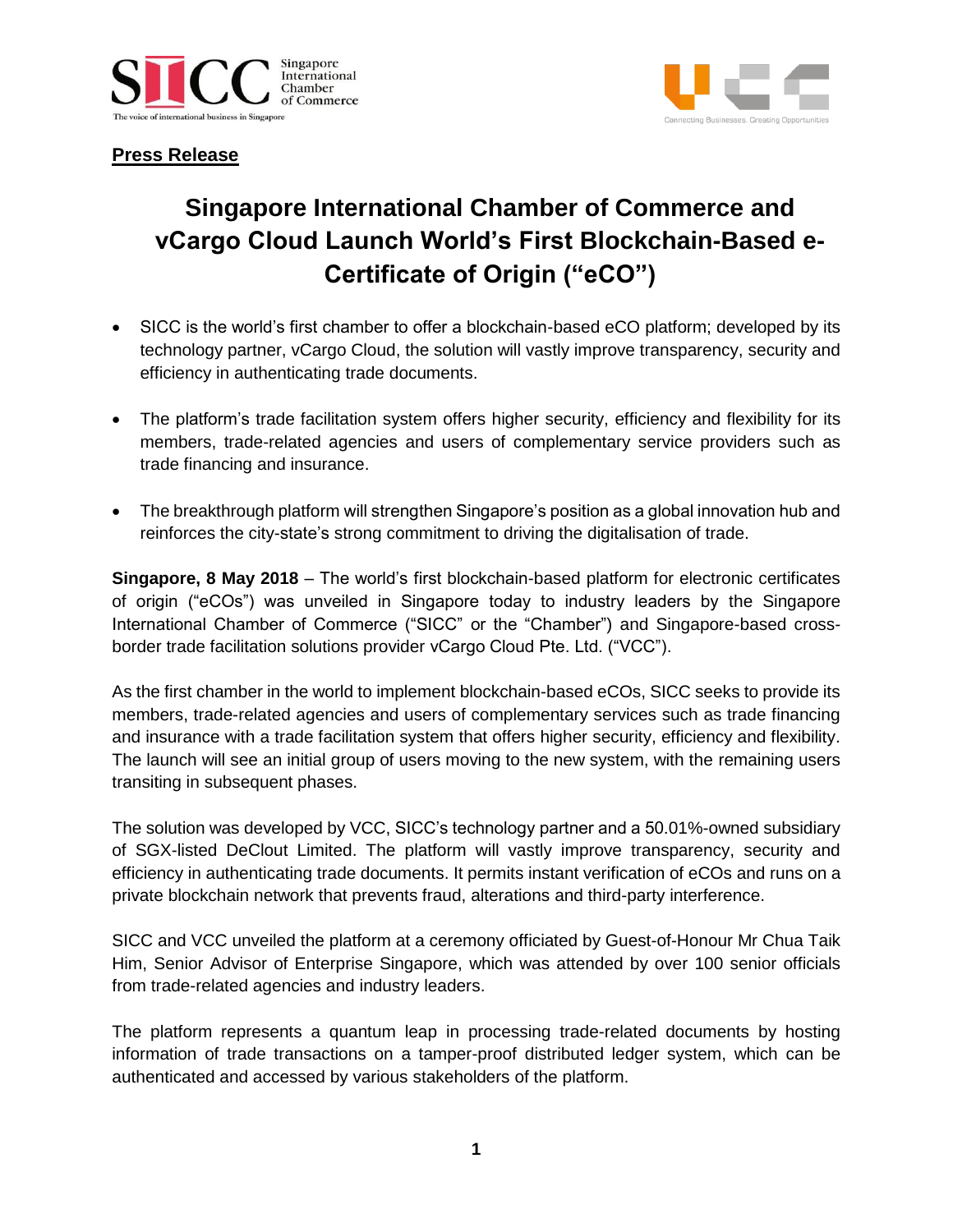**Press Release**

# Singapore International Chamber of Commerce and vCargo Cloud Launch World's First Blockchain-Based e-Certificate of Origin ("eCO")

- SICC is the world's first chamber to offer a blockchain-based eCO platform; developed by its technology partner, vCargo Cloud, the solution will vastly improve transparency, security and efficiency in authenticating trade documents.

- The platform's trade facilitation system offers higher security, efficiency and flexibility for its members, trade-related agencies and users of complementary service providers such as trade financing and insurance.

- The breakthrough platform will strengthen Singapore's position as a global innovation hub and reinforces the city-state's strong commitment to driving the digitalisation of trade.

**Singapore, 8 May 2018** – The world's first blockchain-based platform for electronic certificates of origin ("eCOs") was unveiled in Singapore today to industry leaders by the Singapore International Chamber of Commerce ("SICC" or the "Chamber") and Singapore-based cross-border trade facilitation solutions provider vCargo Cloud Pte. Ltd. ("VCC").

As the first chamber in the world to implement blockchain-based eCOs, SICC seeks to provide its members, trade-related agencies and users of complementary services such as trade financing and insurance with a trade facilitation system that offers higher security, efficiency and flexibility. The launch will see an initial group of users moving to the new system, with the remaining users transiting in subsequent phases.

The solution was developed by VCC, SICC's technology partner and a 50.01%-owned subsidiary of SGX-listed DeClout Limited. The platform will vastly improve transparency, security and efficiency in authenticating trade documents. It permits instant verification of eCOs and runs on a private blockchain network that prevents fraud, alterations and third-party interference.

SICC and VCC unveiled the platform at a ceremony officiated by Guest-of-Honour Mr Chua Taik Him, Senior Advisor of Enterprise Singapore, which was attended by over 100 senior officials from trade-related agencies and industry leaders.

The platform represents a quantum leap in processing trade-related documents by hosting information of trade transactions on a tamper-proof distributed ledger system, which can be authenticated and accessed by various stakeholders of the platform.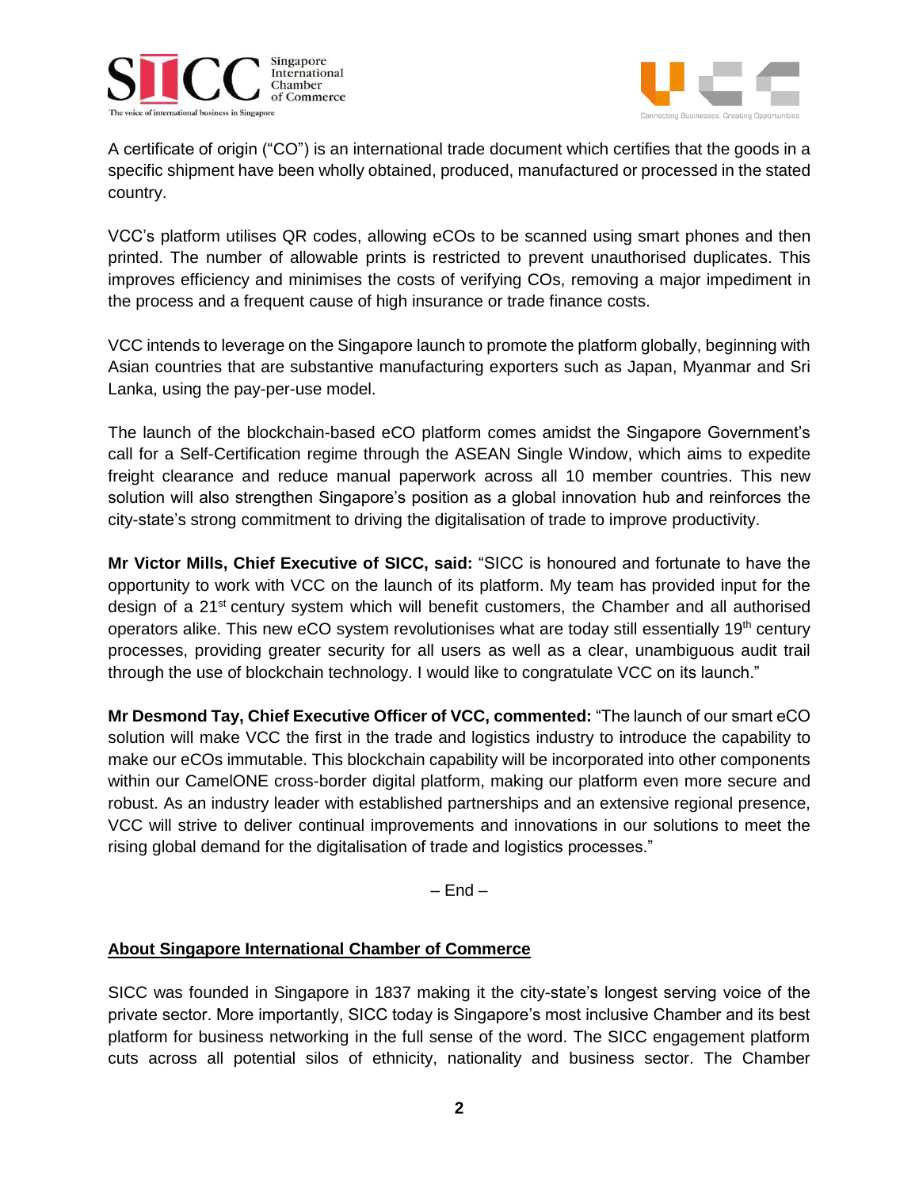A certificate of origin ("CO") is an international trade document which certifies that the goods in a specific shipment have been wholly obtained, produced, manufactured or processed in the stated country.

VCC's platform utilises QR codes, allowing eCOs to be scanned using smart phones and then printed. The number of allowable prints is restricted to prevent unauthorised duplicates. This improves efficiency and minimises the costs of verifying COs, removing a major impediment in the process and a frequent cause of high insurance or trade finance costs.

VCC intends to leverage on the Singapore launch to promote the platform globally, beginning with Asian countries that are substantive manufacturing exporters such as Japan, Myanmar and Sri Lanka, using the pay-per-use model.

The launch of the blockchain-based eCO platform comes amidst the Singapore Government's call for a Self-Certification regime through the ASEAN Single Window, which aims to expedite freight clearance and reduce manual paperwork across all 10 member countries. This new solution will also strengthen Singapore's position as a global innovation hub and reinforces the city-state's strong commitment to driving the digitalisation of trade to improve productivity.

**Mr Victor Mills, Chief Executive of SICC, said:** "SICC is honoured and fortunate to have the opportunity to work with VCC on the launch of its platform. My team has provided input for the design of a 21st century system which will benefit customers, the Chamber and all authorised operators alike. This new eCO system revolutionises what are today still essentially 19th century processes, providing greater security for all users as well as a clear, unambiguous audit trail through the use of blockchain technology. I would like to congratulate VCC on its launch."

**Mr Desmond Tay, Chief Executive Officer of VCC, commented:** "The launch of our smart eCO solution will make VCC the first in the trade and logistics industry to introduce the capability to make our eCOs immutable. This blockchain capability will be incorporated into other components within our CamelONE cross-border digital platform, making our platform even more secure and robust. As an industry leader with established partnerships and an extensive regional presence, VCC will strive to deliver continual improvements and innovations in our solutions to meet the rising global demand for the digitalisation of trade and logistics processes."

– End –

## About Singapore International Chamber of Commerce

SICC was founded in Singapore in 1837 making it the city-state's longest serving voice of the private sector. More importantly, SICC today is Singapore's most inclusive Chamber and its best platform for business networking in the full sense of the word. The SICC engagement platform cuts across all potential silos of ethnicity, nationality and business sector. The Chamber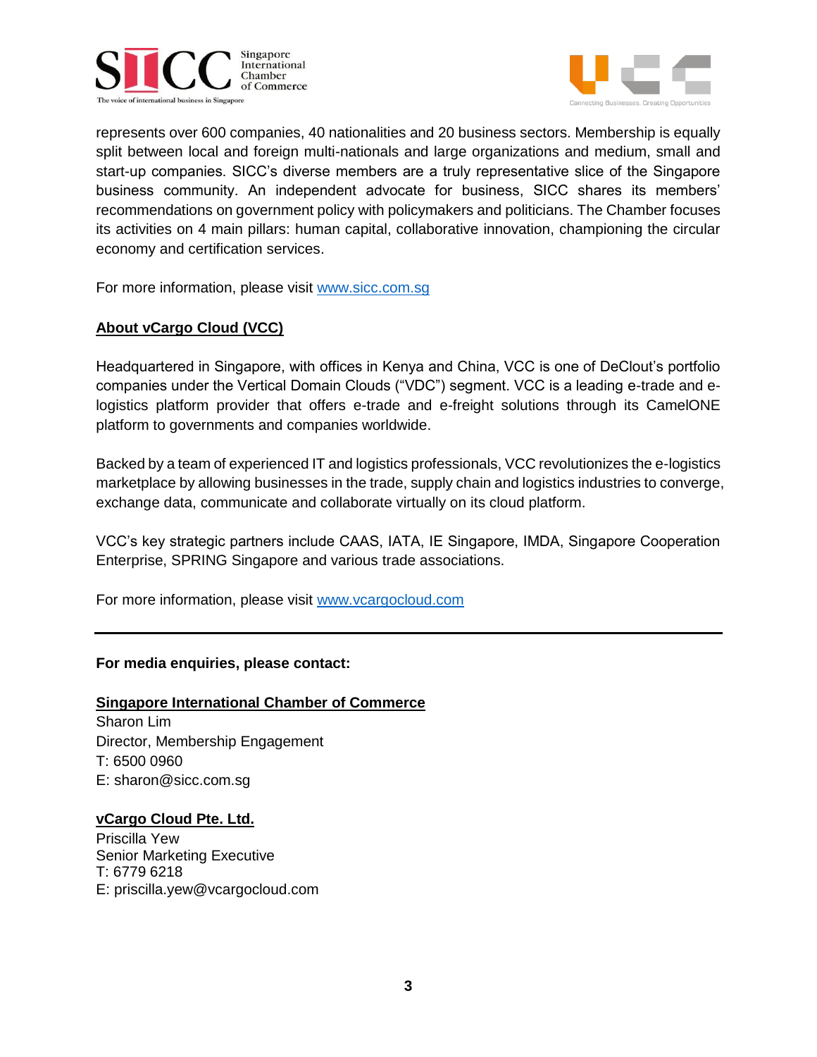represents over 600 companies, 40 nationalities and 20 business sectors. Membership is equally split between local and foreign multi-nationals and large organizations and medium, small and start-up companies. SICC's diverse members are a truly representative slice of the Singapore business community. An independent advocate for business, SICC shares its members' recommendations on government policy with policymakers and politicians. The Chamber focuses its activities on 4 main pillars: human capital, collaborative innovation, championing the circular economy and certification services.

For more information, please visit [www.sicc.com.sg](http://www.sicc.com.sg)

**About vCargo Cloud (VCC)**

Headquartered in Singapore, with offices in Kenya and China, VCC is one of DeClout's portfolio companies under the Vertical Domain Clouds ("VDC") segment. VCC is a leading e-trade and e-logistics platform provider that offers e-trade and e-freight solutions through its CamelONE platform to governments and companies worldwide.

Backed by a team of experienced IT and logistics professionals, VCC revolutionizes the e-logistics marketplace by allowing businesses in the trade, supply chain and logistics industries to converge, exchange data, communicate and collaborate virtually on its cloud platform.

VCC's key strategic partners include CAAS, IATA, IE Singapore, IMDA, Singapore Cooperation Enterprise, SPRING Singapore and various trade associations.

For more information, please visit [www.vcargocloud.com](http://www.vcargocloud.com)

---

**For media enquiries, please contact:**

**Singapore International Chamber of Commerce**
Sharon Lim
Director, Membership Engagement
T: 6500 0960
E: sharon@sicc.com.sg

**vCargo Cloud Pte. Ltd.**
Priscilla Yew
Senior Marketing Executive
T: 6779 6218
E: priscilla.yew@vcargocloud.com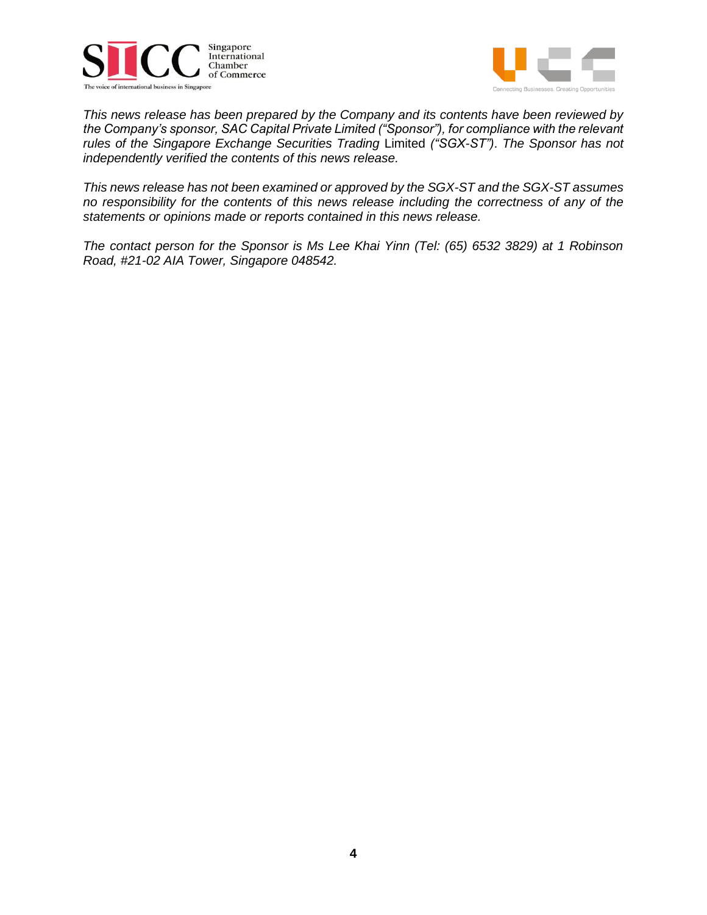*This news release has been prepared by the Company and its contents have been reviewed by the Company's sponsor, SAC Capital Private Limited ("Sponsor"), for compliance with the relevant rules of the Singapore Exchange Securities Trading* Limited *("SGX-ST"). The Sponsor has not independently verified the contents of this news release.*

*This news release has not been examined or approved by the SGX-ST and the SGX-ST assumes no responsibility for the contents of this news release including the correctness of any of the statements or opinions made or reports contained in this news release.*

*The contact person for the Sponsor is Ms Lee Khai Yinn (Tel: (65) 6532 3829) at 1 Robinson Road, #21-02 AIA Tower, Singapore 048542.*